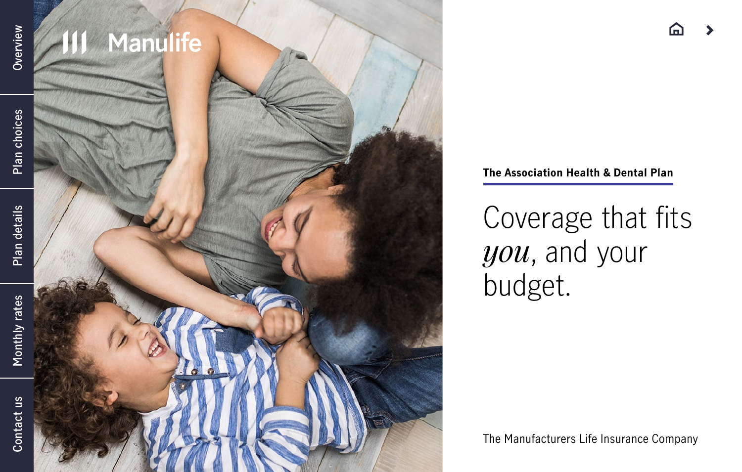Overview

Plan choices

Plan details

Monthly rates

Contact us

Manulife

The Association Health & Dental Plan

# Coverage that fits *you*, and your budget.

The Manufacturers Life Insurance Company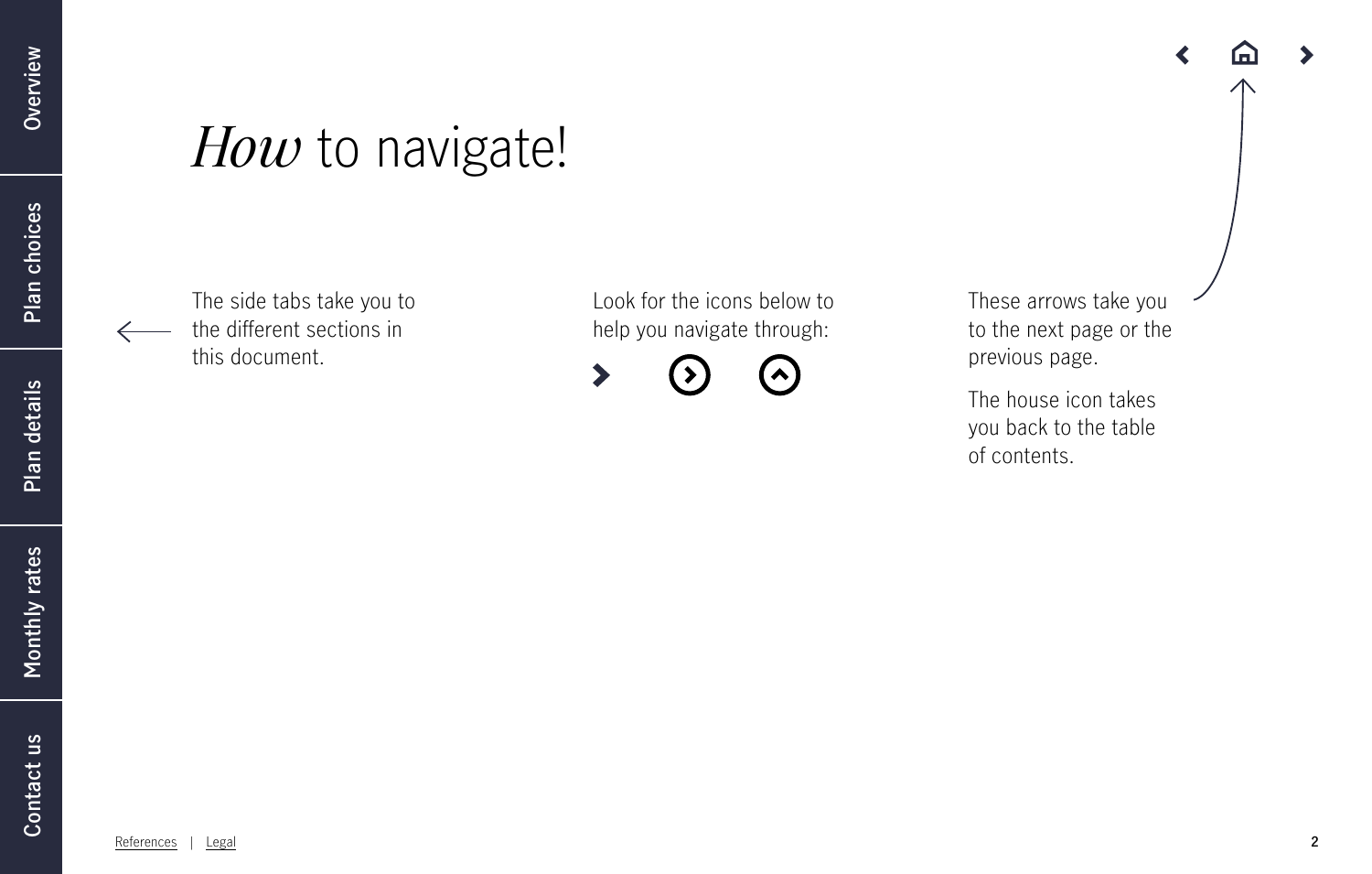Overview

Plan choices

Plan details

Monthly rates

Contact us

# *How* to navigate!

The side tabs take you to the different sections in this document.

Look for the icons below to help you navigate through:

These arrows take you to the next page or the previous page.

The house icon takes you back to the table of contents.

References | Legal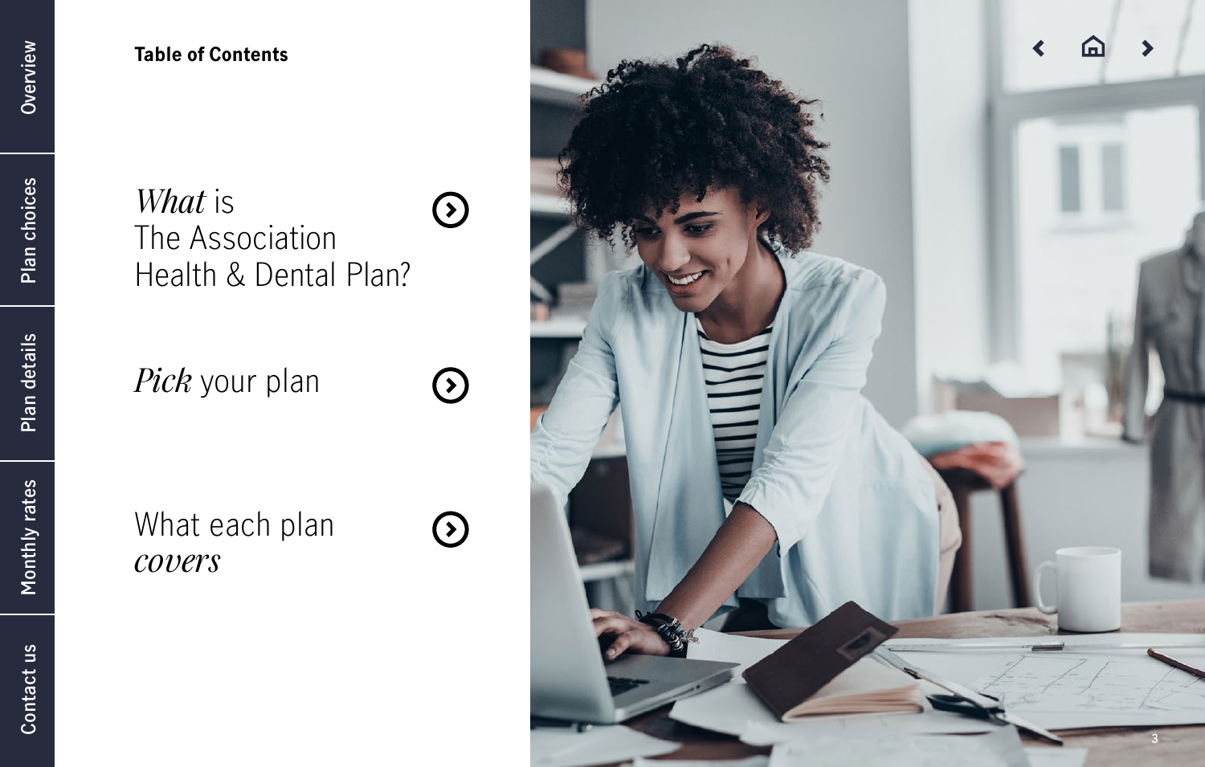**Table of Contents**

*What* is The Association Health & Dental Plan?

*Pick* your plan

What each plan *covers*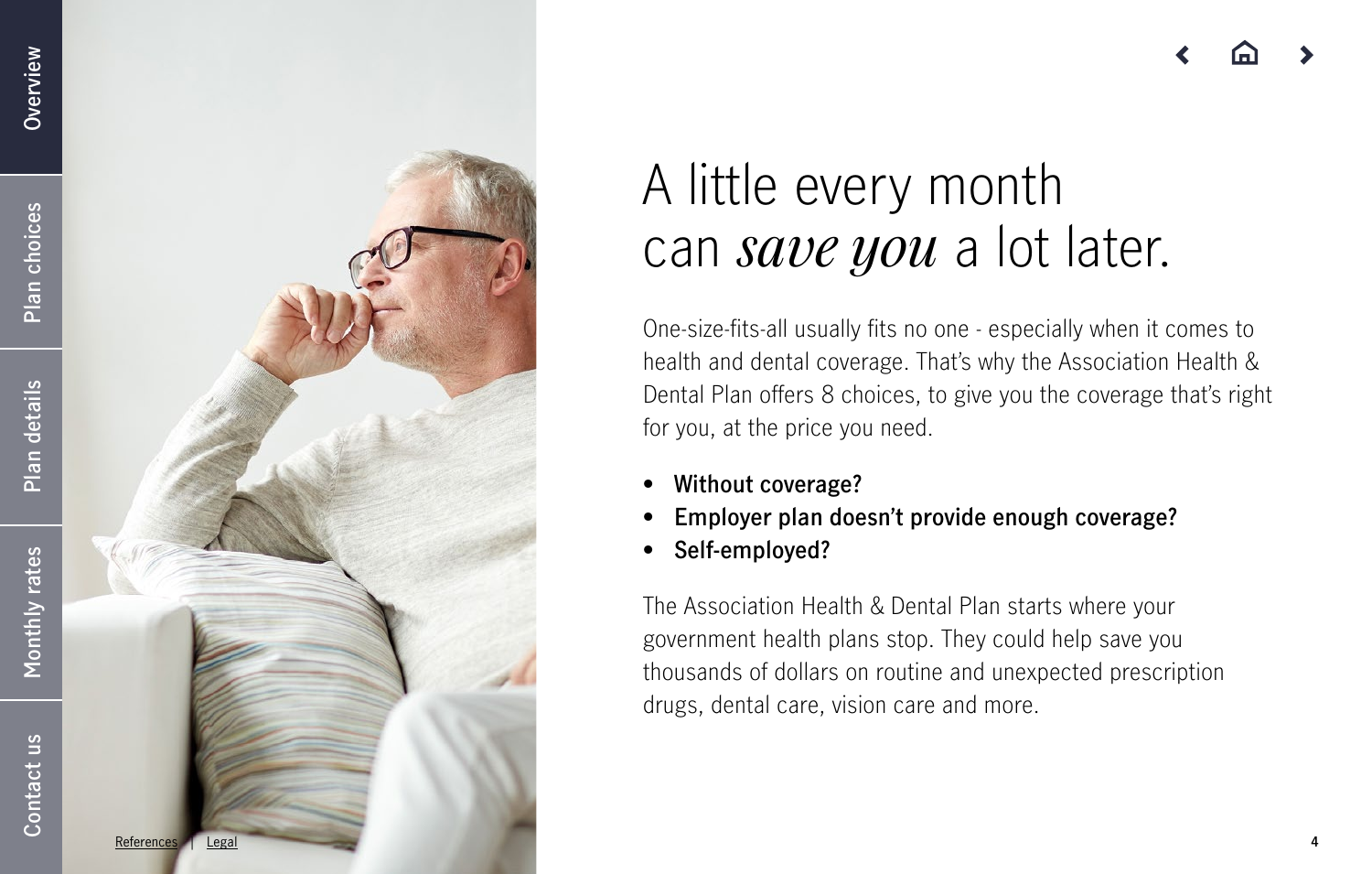# A little every month can *save you* a lot later.

One-size-fits-all usually fits no one - especially when it comes to health and dental coverage. That's why the Association Health & Dental Plan offers 8 choices, to give you the coverage that's right for you, at the price you need.

- **Without coverage?**
- **Employer plan doesn't provide enough coverage?**
- **Self-employed?**

The Association Health & Dental Plan starts where your government health plans stop. They could help save you thousands of dollars on routine and unexpected prescription drugs, dental care, vision care and more.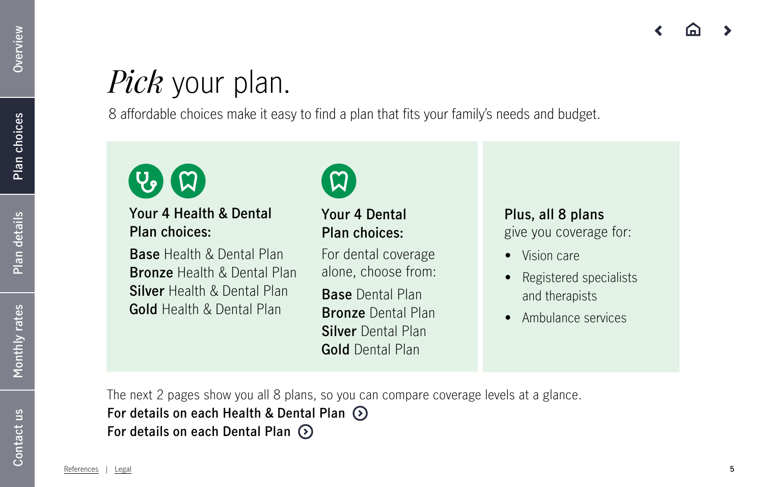# *Pick* your plan.

8 affordable choices make it easy to find a plan that fits your family's needs and budget.

**Your 4 Health & Dental Plan choices:**

**Base** Health & Dental Plan
**Bronze** Health & Dental Plan
**Silver** Health & Dental Plan
**Gold** Health & Dental Plan

**Your 4 Dental Plan choices:**

For dental coverage alone, choose from:

**Base** Dental Plan
**Bronze** Dental Plan
**Silver** Dental Plan
**Gold** Dental Plan

**Plus, all 8 plans** give you coverage for:

- Vision care
- Registered specialists and therapists
- Ambulance services

The next 2 pages show you all 8 plans, so you can compare coverage levels at a glance.

**For details on each Health & Dental Plan**

**For details on each Dental Plan**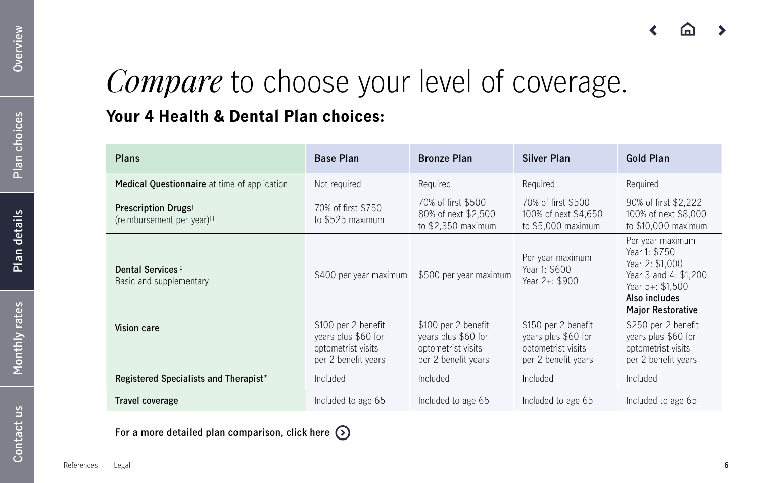# *Compare* to choose your level of coverage.

## Your 4 Health & Dental Plan choices:

| Plans | Base Plan | Bronze Plan | Silver Plan | Gold Plan |
|---|---|---|---|---|
| **Medical Questionnaire** at time of application | Not required | Required | Required | Required |
| **Prescription Drugs**[†] (reimbursement per year)[††] | 70% of first $750 to $525 maximum | 70% of first $500 80% of next $2,500 to $2,350 maximum | 70% of first $500 100% of next $4,650 to $5,000 maximum | 90% of first $2,222 100% of next $8,000 to $10,000 maximum |
| **Dental Services**[‡] Basic and supplementary | $400 per year maximum | $500 per year maximum | Per year maximum Year 1: $600 Year 2+: $900 | Per year maximum Year 1: $750 Year 2: $1,000 Year 3 and 4: $1,200 Year 5+: $1,500 **Also includes Major Restorative** |
| **Vision care** | $100 per 2 benefit years plus $60 for optometrist visits per 2 benefit years | $100 per 2 benefit years plus $60 for optometrist visits per 2 benefit years | $150 per 2 benefit years plus $60 for optometrist visits per 2 benefit years | $250 per 2 benefit years plus $60 for optometrist visits per 2 benefit years |
| **Registered Specialists and Therapist*** | Included | Included | Included | Included |
| **Travel coverage** | Included to age 65 | Included to age 65 | Included to age 65 | Included to age 65 |

**For a more detailed plan comparison, click here**

References | Legal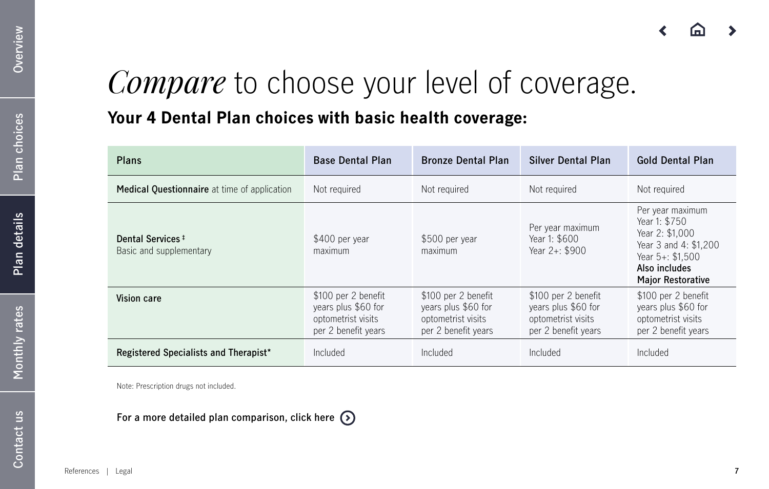# *Compare* to choose your level of coverage.

## Your 4 Dental Plan choices with basic health coverage:

| Plans | Base Dental Plan | Bronze Dental Plan | Silver Dental Plan | Gold Dental Plan |
|---|---|---|---|---|
| **Medical Questionnaire** at time of application | Not required | Not required | Not required | Not required |
| **Dental Services** ‡ Basic and supplementary | $400 per year maximum | $500 per year maximum | Per year maximum Year 1: $600 Year 2+: $900 | Per year maximum Year 1: $750 Year 2: $1,000 Year 3 and 4: $1,200 Year 5+: $1,500 **Also includes Major Restorative** |
| **Vision care** | $100 per 2 benefit years plus $60 for optometrist visits per 2 benefit years | $100 per 2 benefit years plus $60 for optometrist visits per 2 benefit years | $100 per 2 benefit years plus $60 for optometrist visits per 2 benefit years | $100 per 2 benefit years plus $60 for optometrist visits per 2 benefit years |
| **Registered Specialists and Therapist*** | Included | Included | Included | Included |

Note: Prescription drugs not included.

**For a more detailed plan comparison, click here**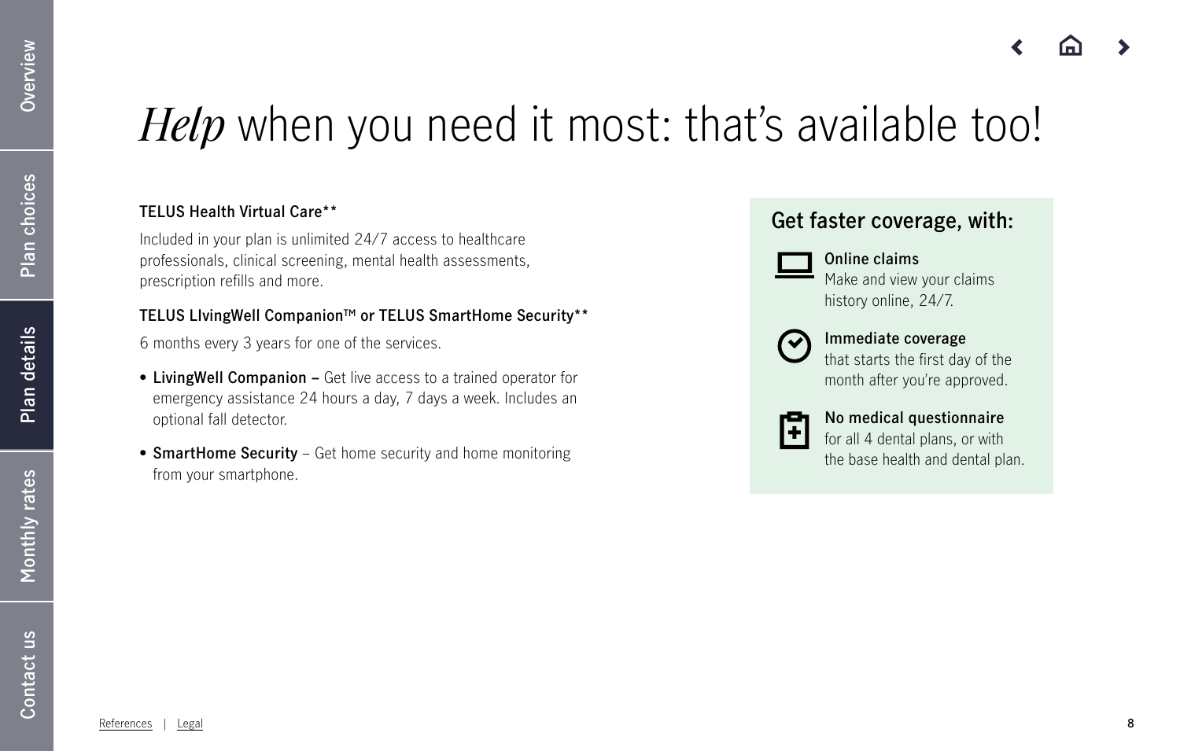# *Help* when you need it most: that's available too!

**TELUS Health Virtual Care****

Included in your plan is unlimited 24/7 access to healthcare professionals, clinical screening, mental health assessments, prescription refills and more.

**TELUS LIvingWell Companion™ or TELUS SmartHome Security****

6 months every 3 years for one of the services.

- **LivingWell Companion –** Get live access to a trained operator for emergency assistance 24 hours a day, 7 days a week. Includes an optional fall detector.
- **SmartHome Security** – Get home security and home monitoring from your smartphone.

## Get faster coverage, with:

**Online claims**
Make and view your claims history online, 24/7.

**Immediate coverage**
that starts the first day of the month after you're approved.

**No medical questionnaire**
for all 4 dental plans, or with the base health and dental plan.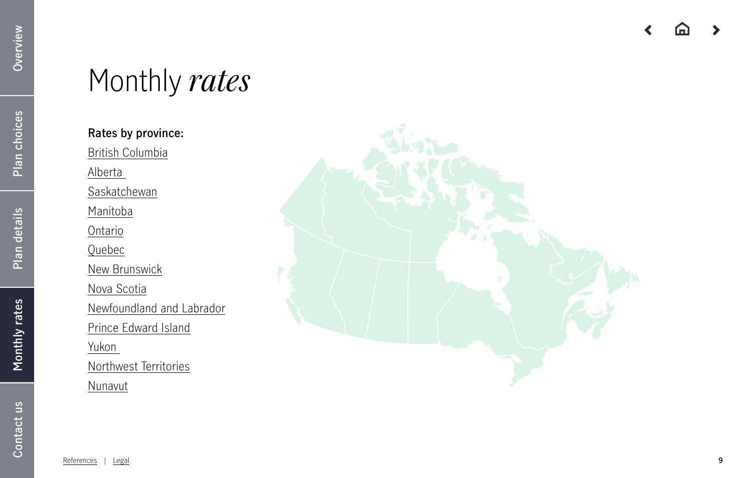# Monthly *rates*

**Rates by province:**

British Columbia

Alberta

Saskatchewan

Manitoba

Ontario

Quebec

New Brunswick

Nova Scotia

Newfoundland and Labrador

Prince Edward Island

Yukon

Northwest Territories

Nunavut

References | Legal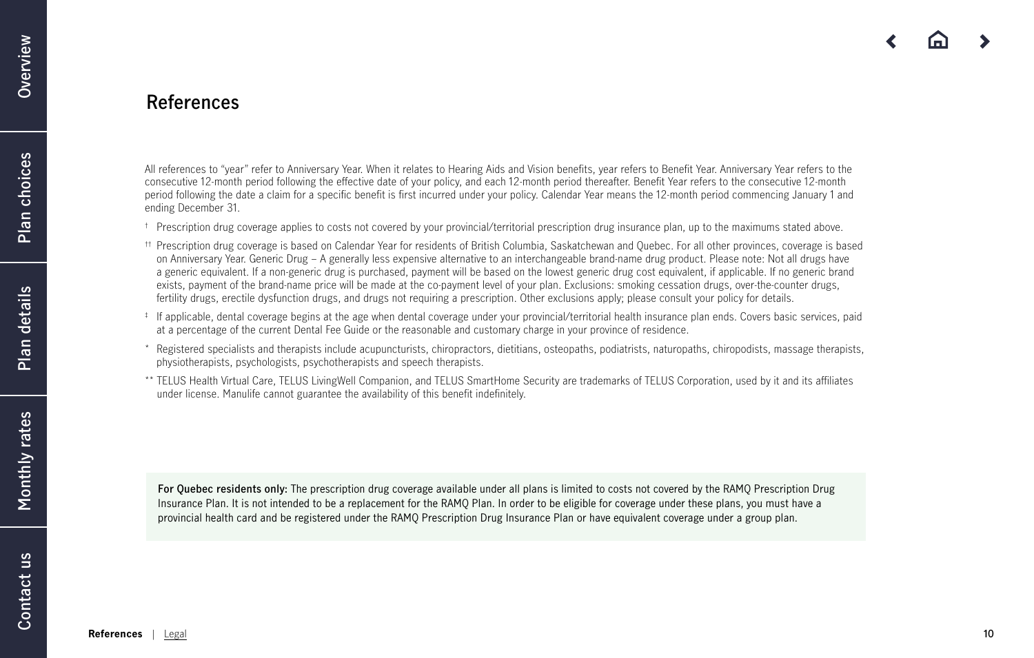# References

All references to "year" refer to Anniversary Year. When it relates to Hearing Aids and Vision benefits, year refers to Benefit Year. Anniversary Year refers to the consecutive 12-month period following the effective date of your policy, and each 12-month period thereafter. Benefit Year refers to the consecutive 12-month period following the date a claim for a specific benefit is first incurred under your policy. Calendar Year means the 12-month period commencing January 1 and ending December 31.

† Prescription drug coverage applies to costs not covered by your provincial/territorial prescription drug insurance plan, up to the maximums stated above.

†† Prescription drug coverage is based on Calendar Year for residents of British Columbia, Saskatchewan and Quebec. For all other provinces, coverage is based on Anniversary Year. Generic Drug – A generally less expensive alternative to an interchangeable brand-name drug product. Please note: Not all drugs have a generic equivalent. If a non-generic drug is purchased, payment will be based on the lowest generic drug cost equivalent, if applicable. If no generic brand exists, payment of the brand-name price will be made at the co-payment level of your plan. Exclusions: smoking cessation drugs, over-the-counter drugs, fertility drugs, erectile dysfunction drugs, and drugs not requiring a prescription. Other exclusions apply; please consult your policy for details.

‡ If applicable, dental coverage begins at the age when dental coverage under your provincial/territorial health insurance plan ends. Covers basic services, paid at a percentage of the current Dental Fee Guide or the reasonable and customary charge in your province of residence.

* Registered specialists and therapists include acupuncturists, chiropractors, dietitians, osteopaths, podiatrists, naturopaths, chiropodists, massage therapists, physiotherapists, psychologists, psychotherapists and speech therapists.

** TELUS Health Virtual Care, TELUS LivingWell Companion, and TELUS SmartHome Security are trademarks of TELUS Corporation, used by it and its affiliates under license. Manulife cannot guarantee the availability of this benefit indefinitely.

**For Quebec residents only:** The prescription drug coverage available under all plans is limited to costs not covered by the RAMQ Prescription Drug Insurance Plan. It is not intended to be a replacement for the RAMQ Plan. In order to be eligible for coverage under these plans, you must have a provincial health card and be registered under the RAMQ Prescription Drug Insurance Plan or have equivalent coverage under a group plan.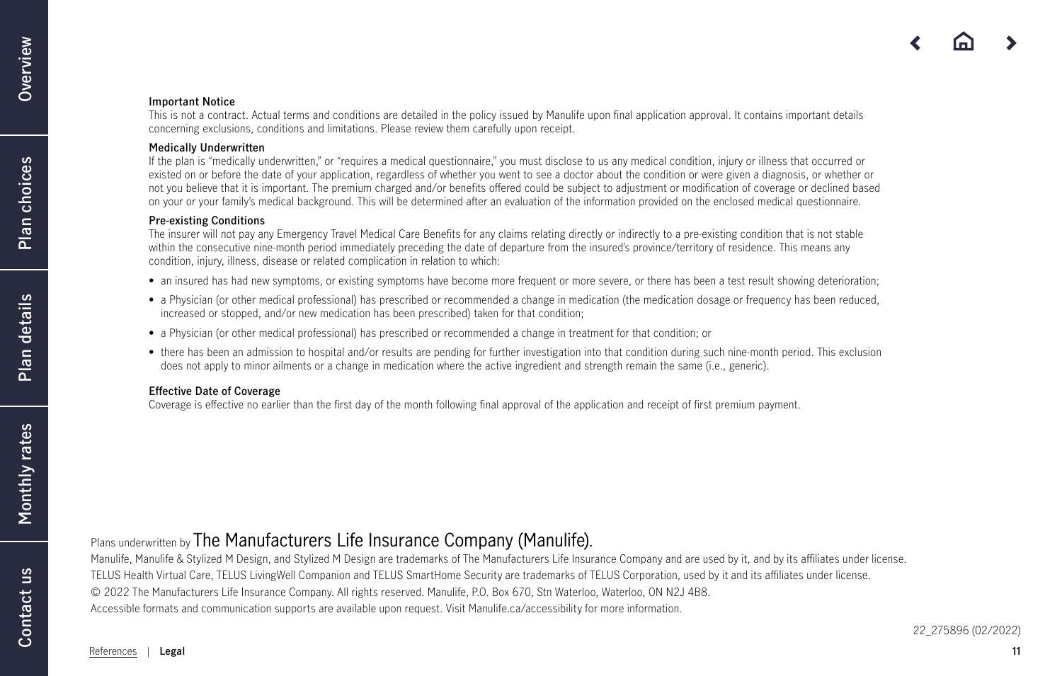**Important Notice**

This is not a contract. Actual terms and conditions are detailed in the policy issued by Manulife upon final application approval. It contains important details concerning exclusions, conditions and limitations. Please review them carefully upon receipt.

**Medically Underwritten**

If the plan is "medically underwritten," or "requires a medical questionnaire," you must disclose to us any medical condition, injury or illness that occurred or existed on or before the date of your application, regardless of whether you went to see a doctor about the condition or were given a diagnosis, or whether or not you believe that it is important. The premium charged and/or benefits offered could be subject to adjustment or modification of coverage or declined based on your or your family's medical background. This will be determined after an evaluation of the information provided on the enclosed medical questionnaire.

**Pre-existing Conditions**

The insurer will not pay any Emergency Travel Medical Care Benefits for any claims relating directly or indirectly to a pre-existing condition that is not stable within the consecutive nine-month period immediately preceding the date of departure from the insured's province/territory of residence. This means any condition, injury, illness, disease or related complication in relation to which:

- an insured has had new symptoms, or existing symptoms have become more frequent or more severe, or there has been a test result showing deterioration;
- a Physician (or other medical professional) has prescribed or recommended a change in medication (the medication dosage or frequency has been reduced, increased or stopped, and/or new medication has been prescribed) taken for that condition;
- a Physician (or other medical professional) has prescribed or recommended a change in treatment for that condition; or
- there has been an admission to hospital and/or results are pending for further investigation into that condition during such nine-month period. This exclusion does not apply to minor ailments or a change in medication where the active ingredient and strength remain the same (i.e., generic).

**Effective Date of Coverage**

Coverage is effective no earlier than the first day of the month following final approval of the application and receipt of first premium payment.

Plans underwritten by The Manufacturers Life Insurance Company (Manulife).

Manulife, Manulife & Stylized M Design, and Stylized M Design are trademarks of The Manufacturers Life Insurance Company and are used by it, and by its affiliates under license.

TELUS Health Virtual Care, TELUS LivingWell Companion and TELUS SmartHome Security are trademarks of TELUS Corporation, used by it and its affiliates under license.

© 2022 The Manufacturers Life Insurance Company. All rights reserved. Manulife, P.O. Box 670, Stn Waterloo, Waterloo, ON N2J 4B8.

Accessible formats and communication supports are available upon request. Visit Manulife.ca/accessibility for more information.

22_275896 (02/2022)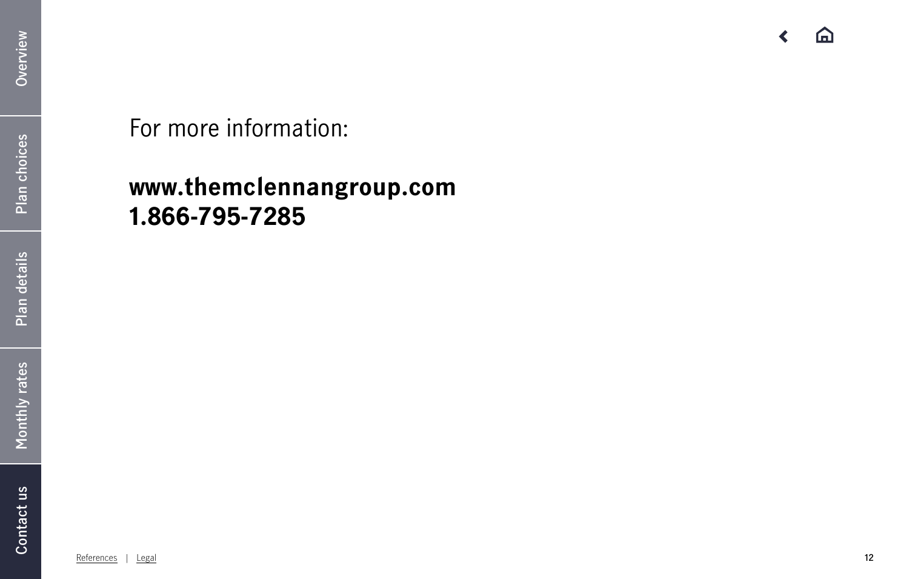For more information:

**www.themclennangroup.com**
**1.866-795-7285**